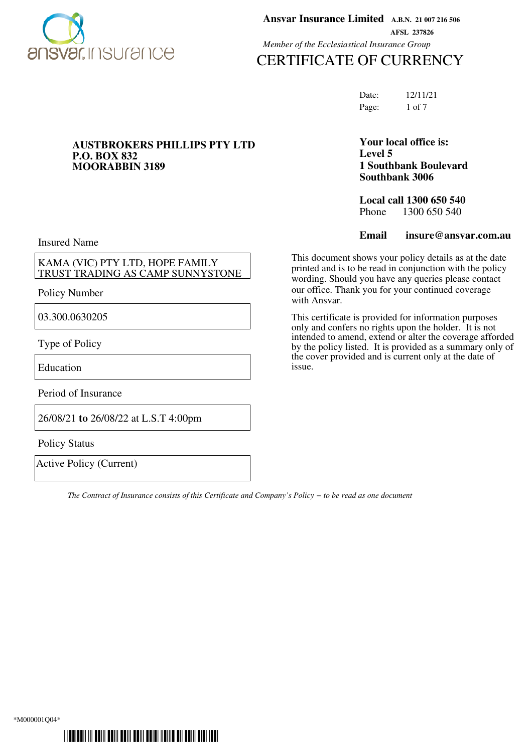**Ansvar Insurance Limited** A.B.N. 21 007 216 506
AFSL 237826

*Member of the Ecclesiastical Insurance Group*

# CERTIFICATE OF CURRENCY

Date: 12/11/21

**AUSTBROKERS PHILLIPS PTY LTD**
**P.O. BOX 832**
**MOORABBIN 3189**

**Your local office is:**
**Level 5**
**1 Southbank Boulevard**
**Southbank 3006**

**Local call 1300 650 540**
Phone 1300 650 540

**Email insure@ansvar.com.au**

Insured Name

| KAMA (VIC) PTY LTD, HOPE FAMILY TRUST TRADING AS CAMP SUNNYSTONE |
|---|

Policy Number

| 03.300.0630205 |
|---|

Type of Policy

| Education |
|---|

Period of Insurance

| 26/08/21 **to** 26/08/22 at L.S.T 4:00pm |
|---|

Policy Status

| Active Policy (Current) |
|---|

This document shows your policy details as at the date printed and is to be read in conjunction with the policy wording. Should you have any queries please contact our office. Thank you for your continued coverage with Ansvar.

This certificate is provided for information purposes only and confers no rights upon the holder. It is not intended to amend, extend or alter the coverage afforded by the policy listed. It is provided as a summary only of the cover provided and is current only at the date of issue.

*The Contract of Insurance consists of this Certificate and Company's Policy – to be read as one document*

*M000001Q04*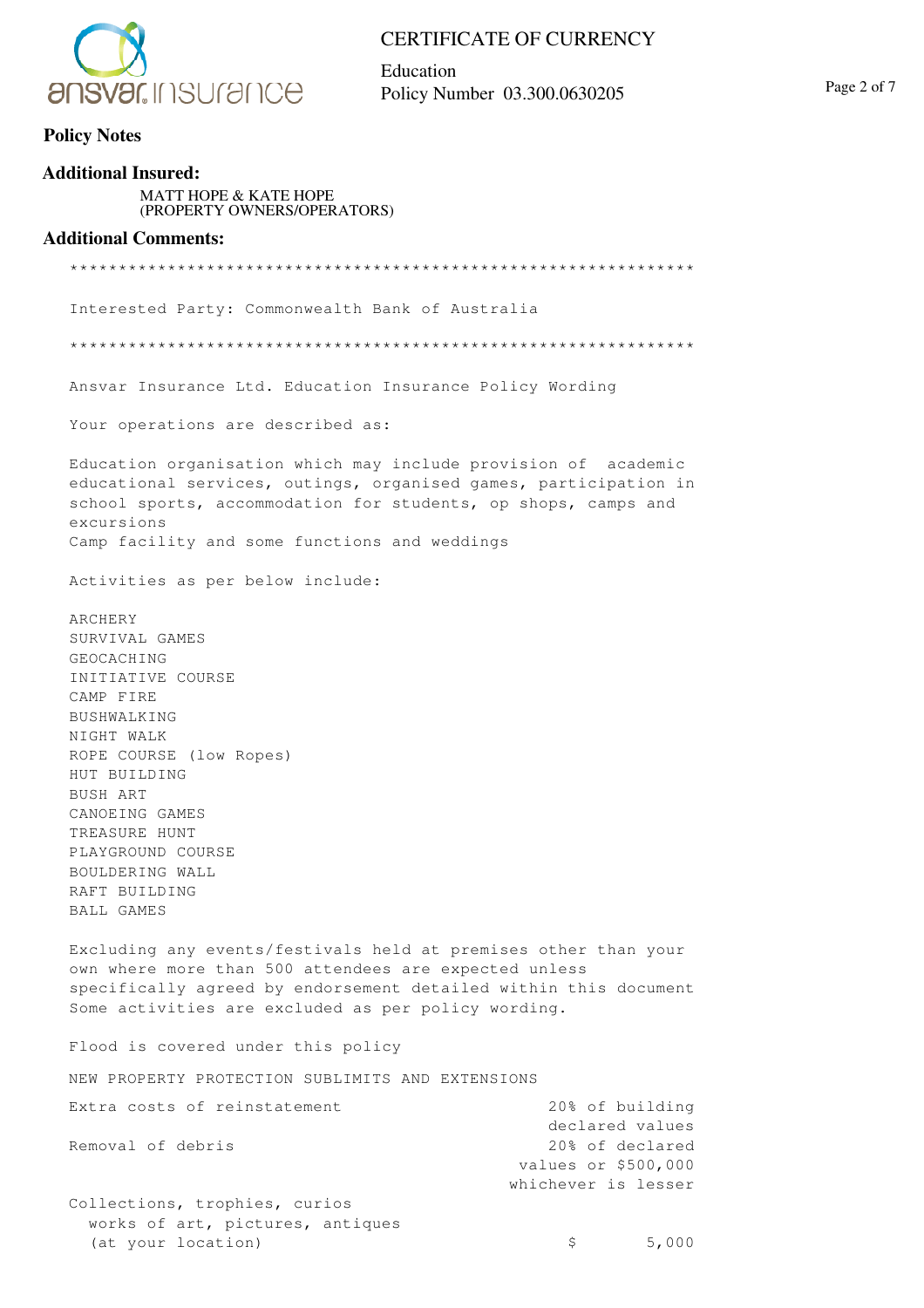## Policy Notes

### Additional Insured:

MATT HOPE & KATE HOPE
(PROPERTY OWNERS/OPERATORS)

### Additional Comments:

***************************************************************

Interested Party: Commonwealth Bank of Australia

***************************************************************

Ansvar Insurance Ltd. Education Insurance Policy Wording

Your operations are described as:

Education organisation which may include provision of academic educational services, outings, organised games, participation in school sports, accommodation for students, op shops, camps and excursions
Camp facility and some functions and weddings

Activities as per below include:

ARCHERY
SURVIVAL GAMES
GEOCACHING
INITIATIVE COURSE
CAMP FIRE
BUSHWALKING
NIGHT WALK
ROPE COURSE (low Ropes)
HUT BUILDING
BUSH ART
CANOEING GAMES
TREASURE HUNT
PLAYGROUND COURSE
BOULDERING WALL
RAFT BUILDING
BALL GAMES

Excluding any events/festivals held at premises other than your own where more than 500 attendees are expected unless specifically agreed by endorsement detailed within this document
Some activities are excluded as per policy wording.

Flood is covered under this policy

NEW PROPERTY PROTECTION SUBLIMITS AND EXTENSIONS

| | |
|---|---|
| Extra costs of reinstatement | 20% of building declared values |
| Removal of debris | 20% of declared values or $500,000 whichever is lesser |
| Collections, trophies, curios works of art, pictures, antiques (at your location) | $ 5,000 |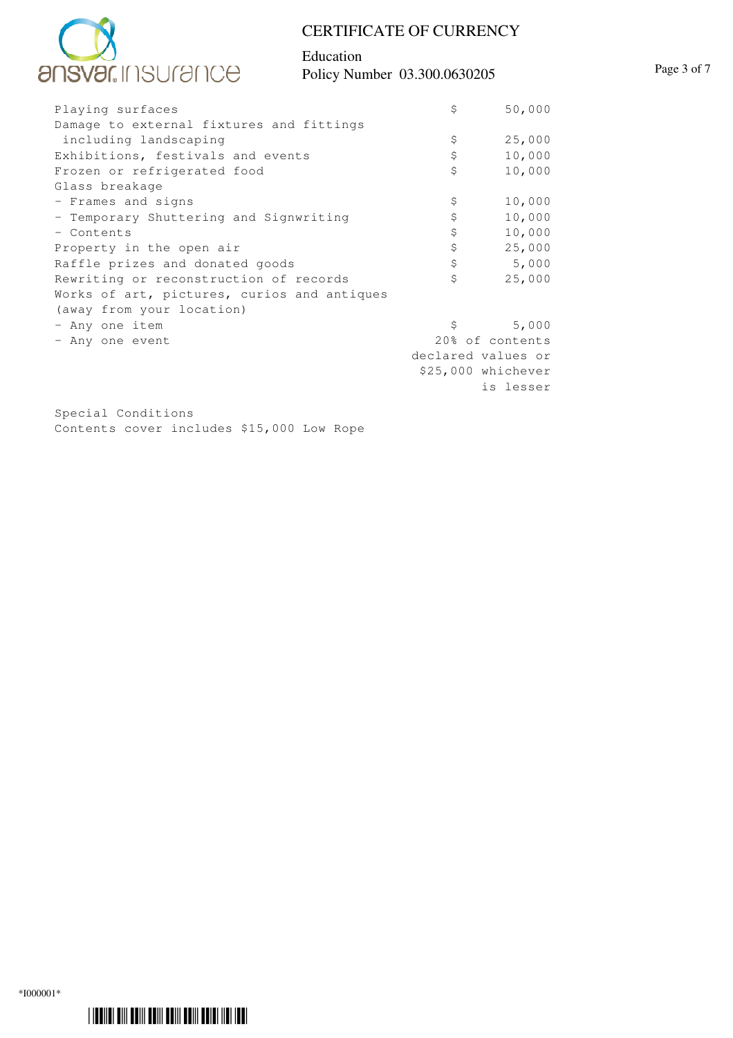| Item | | Limit |
|---|---|---|
| Playing surfaces | $ | 50,000 |
| Damage to external fixtures and fittings including landscaping | $ | 25,000 |
| Exhibitions, festivals and events | $ | 10,000 |
| Frozen or refrigerated food | $ | 10,000 |
| Glass breakage | | |
| - Frames and signs | $ | 10,000 |
| - Temporary Shuttering and Signwriting | $ | 10,000 |
| - Contents | $ | 10,000 |
| Property in the open air | $ | 25,000 |
| Raffle prizes and donated goods | $ | 5,000 |
| Rewriting or reconstruction of records | $ | 25,000 |
| Works of art, pictures, curios and antiques (away from your location) | | |
| - Any one item | $ | 5,000 |
| - Any one event | | 20% of contents declared values or $25,000 whichever is lesser |

Special Conditions

Contents cover includes $15,000 Low Rope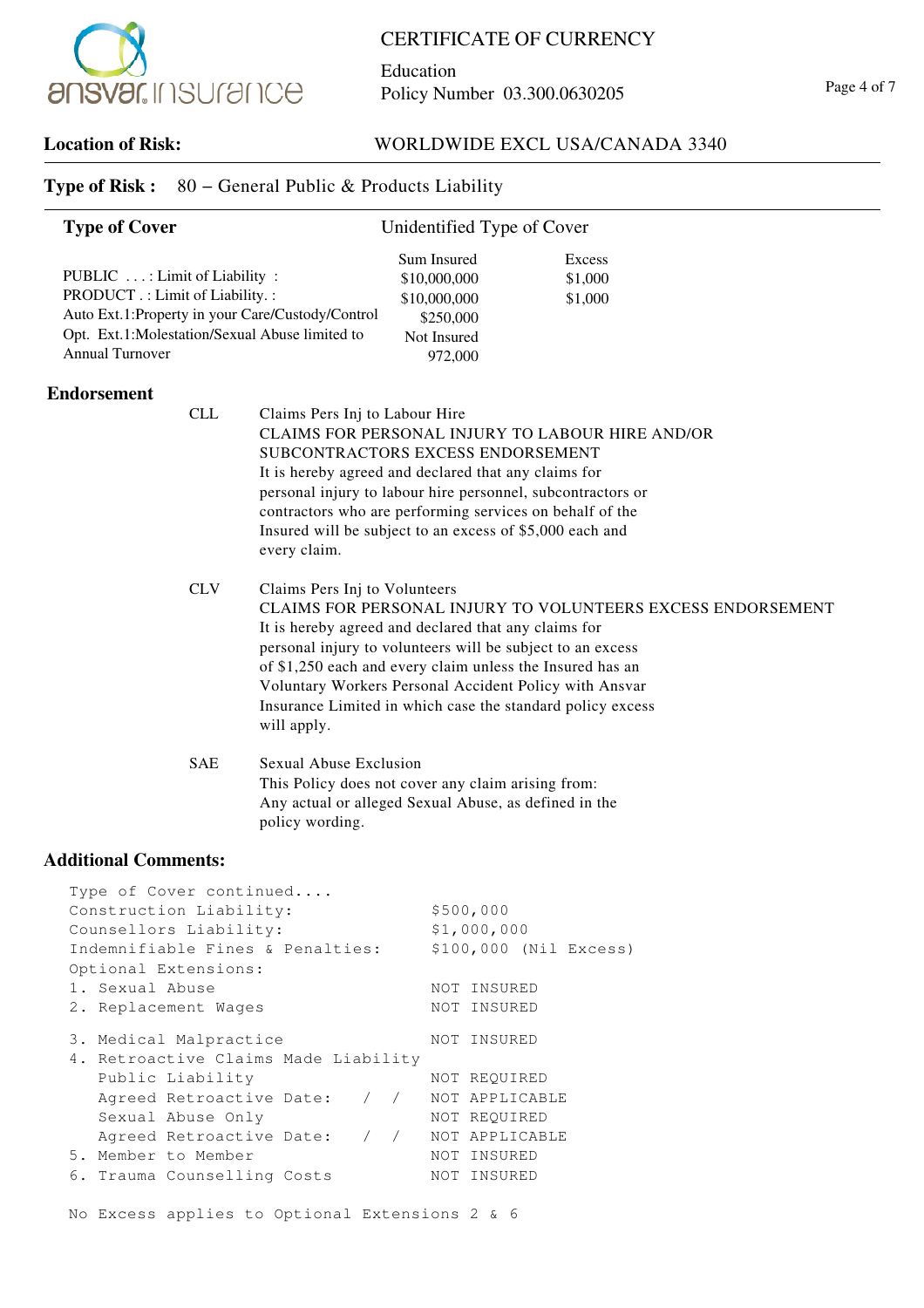# CERTIFICATE OF CURRENCY

Education
Policy Number 03.300.0630205

**Location of Risk:** WORLDWIDE EXCL USA/CANADA 3340

**Type of Risk :** 80 – General Public & Products Liability

**Type of Cover** Unidentified Type of Cover

| | Sum Insured | Excess |
|---|---|---|
| PUBLIC . . . : Limit of Liability : | $10,000,000 | $1,000 |
| PRODUCT . : Limit of Liability. : | $10,000,000 | $1,000 |
| Auto Ext.1:Property in your Care/Custody/Control | $250,000 | |
| Opt. Ext.1:Molestation/Sexual Abuse limited to | Not Insured | |
| Annual Turnover | 972,000 | |

## Endorsement

**CLL** Claims Pers Inj to Labour Hire

CLAIMS FOR PERSONAL INJURY TO LABOUR HIRE AND/OR SUBCONTRACTORS EXCESS ENDORSEMENT

It is hereby agreed and declared that any claims for personal injury to labour hire personnel, subcontractors or contractors who are performing services on behalf of the Insured will be subject to an excess of $5,000 each and every claim.

**CLV** Claims Pers Inj to Volunteers

CLAIMS FOR PERSONAL INJURY TO VOLUNTEERS EXCESS ENDORSEMENT

It is hereby agreed and declared that any claims for personal injury to volunteers will be subject to an excess of $1,250 each and every claim unless the Insured has an Voluntary Workers Personal Accident Policy with Ansvar Insurance Limited in which case the standard policy excess will apply.

**SAE** Sexual Abuse Exclusion

This Policy does not cover any claim arising from: Any actual or alleged Sexual Abuse, as defined in the policy wording.

## Additional Comments:

```
Type of Cover continued....
Construction Liability:             $500,000
Counsellors Liability:              $1,000,000
Indemnifiable Fines & Penalties:    $100,000 (Nil Excess)
Optional Extensions:
1. Sexual Abuse                     NOT INSURED
2. Replacement Wages                NOT INSURED

3. Medical Malpractice              NOT INSURED
4. Retroactive Claims Made Liability
   Public Liability                 NOT REQUIRED
   Agreed Retroactive Date:   /  /  NOT APPLICABLE
   Sexual Abuse Only                NOT REQUIRED
   Agreed Retroactive Date:   /  /  NOT APPLICABLE
5. Member to Member                 NOT INSURED
6. Trauma Counselling Costs         NOT INSURED

No Excess applies to Optional Extensions 2 & 6
```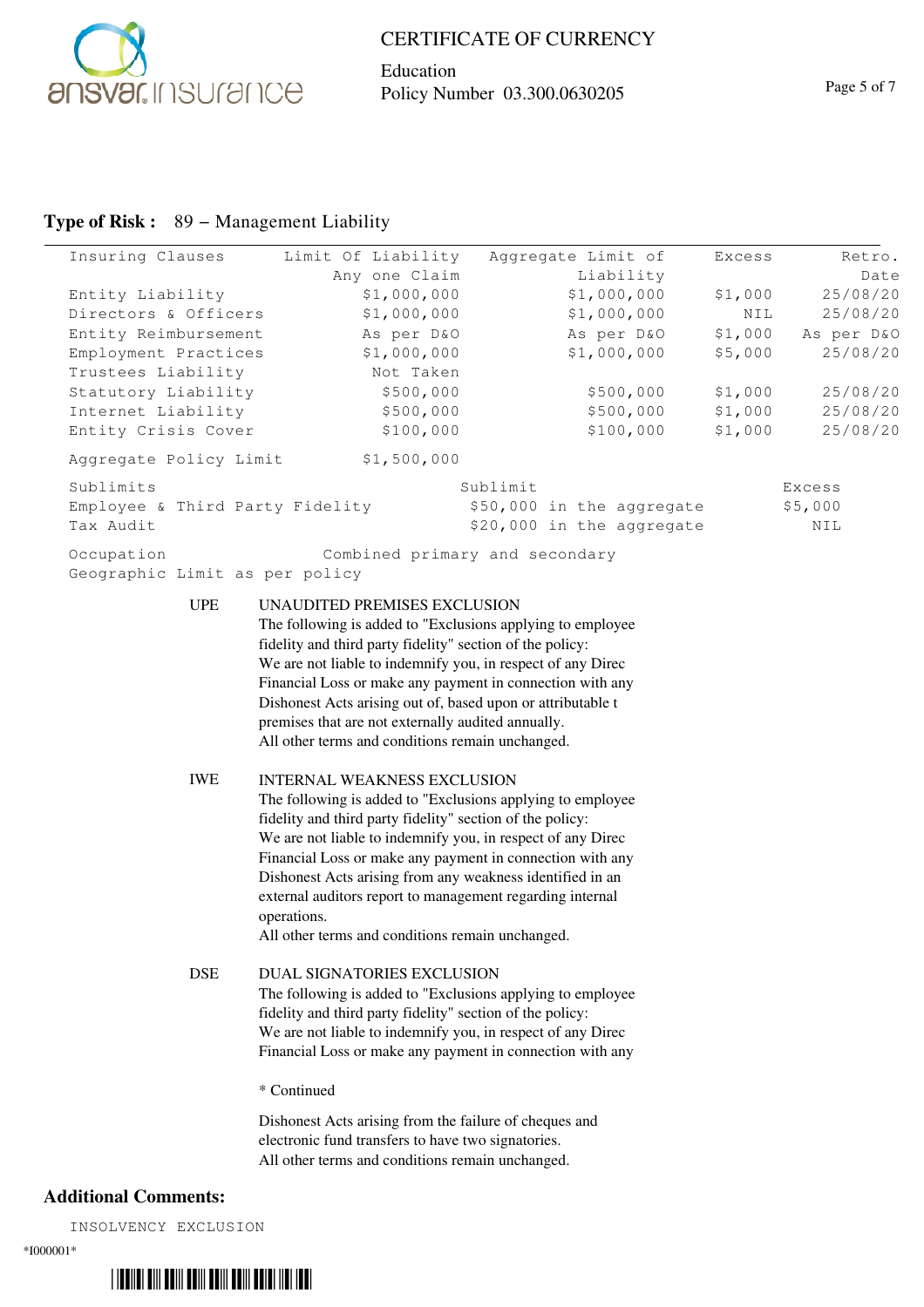**Type of Risk :** 89 – Management Liability

| Insuring Clauses | Limit Of Liability Any one Claim | Aggregate Limit of Liability | Excess | Retro. Date |
|---|---|---|---|---|
| Entity Liability | $1,000,000 | $1,000,000 | $1,000 | 25/08/20 |
| Directors & Officers | $1,000,000 | $1,000,000 | NIL | 25/08/20 |
| Entity Reimbursement | As per D&O | As per D&O | $1,000 | As per D&O |
| Employment Practices | $1,000,000 | $1,000,000 | $5,000 | 25/08/20 |
| Trustees Liability | Not Taken | | | |
| Statutory Liability | $500,000 | $500,000 | $1,000 | 25/08/20 |
| Internet Liability | $500,000 | $500,000 | $1,000 | 25/08/20 |
| Entity Crisis Cover | $100,000 | $100,000 | $1,000 | 25/08/20 |

Aggregate Policy Limit $1,500,000

| Sublimits | Sublimit | Excess |
|---|---|---|
| Employee & Third Party Fidelity | $50,000 in the aggregate | $5,000 |
| Tax Audit | $20,000 in the aggregate | NIL |

Occupation Combined primary and secondary

Geographic Limit as per policy

UPE UNAUDITED PREMISES EXCLUSION
The following is added to "Exclusions applying to employee fidelity and third party fidelity" section of the policy:
We are not liable to indemnify you, in respect of any Direc Financial Loss or make any payment in connection with any Dishonest Acts arising out of, based upon or attributable t premises that are not externally audited annually.
All other terms and conditions remain unchanged.

IWE INTERNAL WEAKNESS EXCLUSION
The following is added to "Exclusions applying to employee fidelity and third party fidelity" section of the policy:
We are not liable to indemnify you, in respect of any Direc Financial Loss or make any payment in connection with any Dishonest Acts arising from any weakness identified in an external auditors report to management regarding internal operations.
All other terms and conditions remain unchanged.

DSE DUAL SIGNATORIES EXCLUSION
The following is added to "Exclusions applying to employee fidelity and third party fidelity" section of the policy:
We are not liable to indemnify you, in respect of any Direc Financial Loss or make any payment in connection with any

* Continued

Dishonest Acts arising from the failure of cheques and electronic fund transfers to have two signatories.
All other terms and conditions remain unchanged.

## Additional Comments:

INSOLVENCY EXCLUSION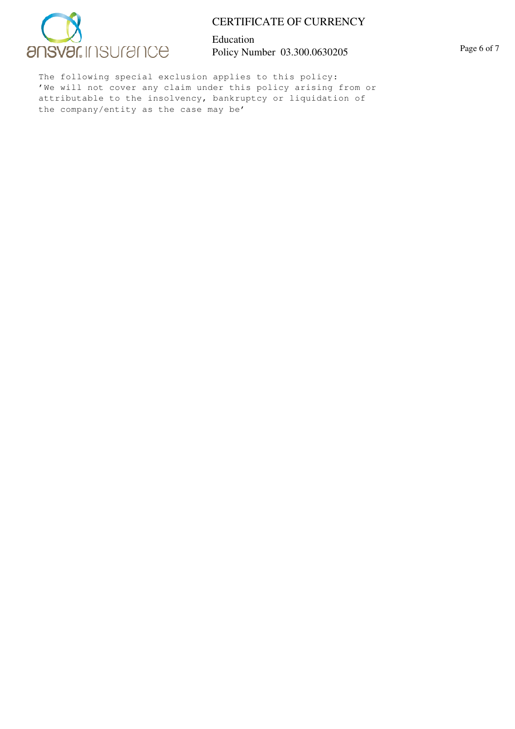The following special exclusion applies to this policy:
'We will not cover any claim under this policy arising from or attributable to the insolvency, bankruptcy or liquidation of the company/entity as the case may be'